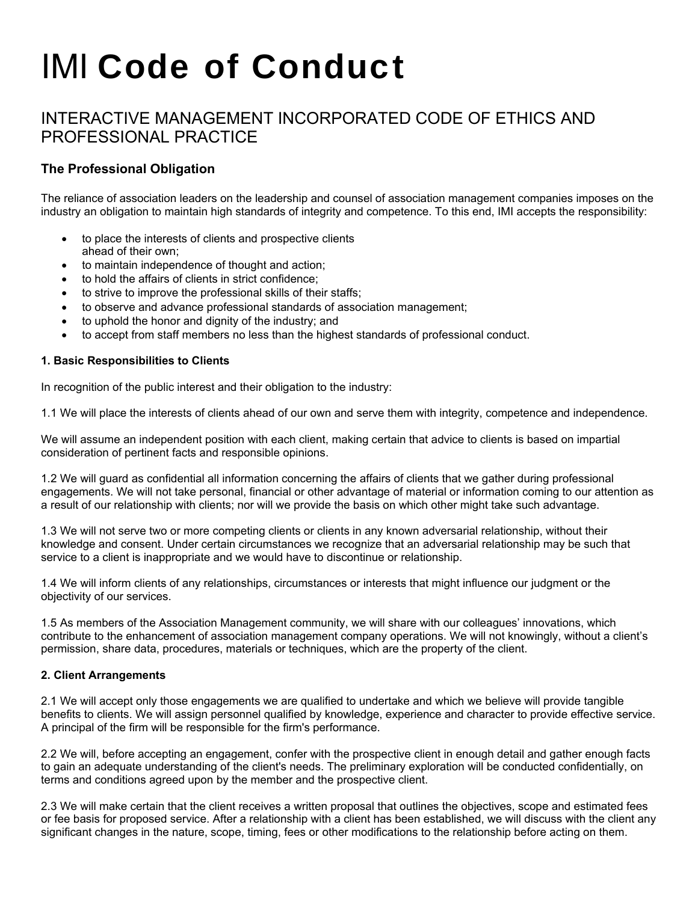# IMI **Code of Conduct**

## INTERACTIVE MANAGEMENT INCORPORATED CODE OF ETHICS AND PROFESSIONAL PRACTICE

### The Professional Obligation

The reliance of association leaders on the leadership and counsel of association management companies imposes on the industry an obligation to maintain high standards of integrity and competence. To this end, IMI accepts the responsibility:

- to place the interests of clients and prospective clients ahead of their own;
- to maintain independence of thought and action;
- to hold the affairs of clients in strict confidence;
- to strive to improve the professional skills of their staffs;
- to observe and advance professional standards of association management;
- to uphold the honor and dignity of the industry; and
- to accept from staff members no less than the highest standards of professional conduct.

**1. Basic Responsibilities to Clients**

In recognition of the public interest and their obligation to the industry:

1.1 We will place the interests of clients ahead of our own and serve them with integrity, competence and independence.

We will assume an independent position with each client, making certain that advice to clients is based on impartial consideration of pertinent facts and responsible opinions.

1.2 We will guard as confidential all information concerning the affairs of clients that we gather during professional engagements. We will not take personal, financial or other advantage of material or information coming to our attention as a result of our relationship with clients; nor will we provide the basis on which other might take such advantage.

1.3 We will not serve two or more competing clients or clients in any known adversarial relationship, without their knowledge and consent. Under certain circumstances we recognize that an adversarial relationship may be such that service to a client is inappropriate and we would have to discontinue or relationship.

1.4 We will inform clients of any relationships, circumstances or interests that might influence our judgment or the objectivity of our services.

1.5 As members of the Association Management community, we will share with our colleagues' innovations, which contribute to the enhancement of association management company operations. We will not knowingly, without a client's permission, share data, procedures, materials or techniques, which are the property of the client.

**2. Client Arrangements**

2.1 We will accept only those engagements we are qualified to undertake and which we believe will provide tangible benefits to clients. We will assign personnel qualified by knowledge, experience and character to provide effective service. A principal of the firm will be responsible for the firm's performance.

2.2 We will, before accepting an engagement, confer with the prospective client in enough detail and gather enough facts to gain an adequate understanding of the client's needs. The preliminary exploration will be conducted confidentially, on terms and conditions agreed upon by the member and the prospective client.

2.3 We will make certain that the client receives a written proposal that outlines the objectives, scope and estimated fees or fee basis for proposed service. After a relationship with a client has been established, we will discuss with the client any significant changes in the nature, scope, timing, fees or other modifications to the relationship before acting on them.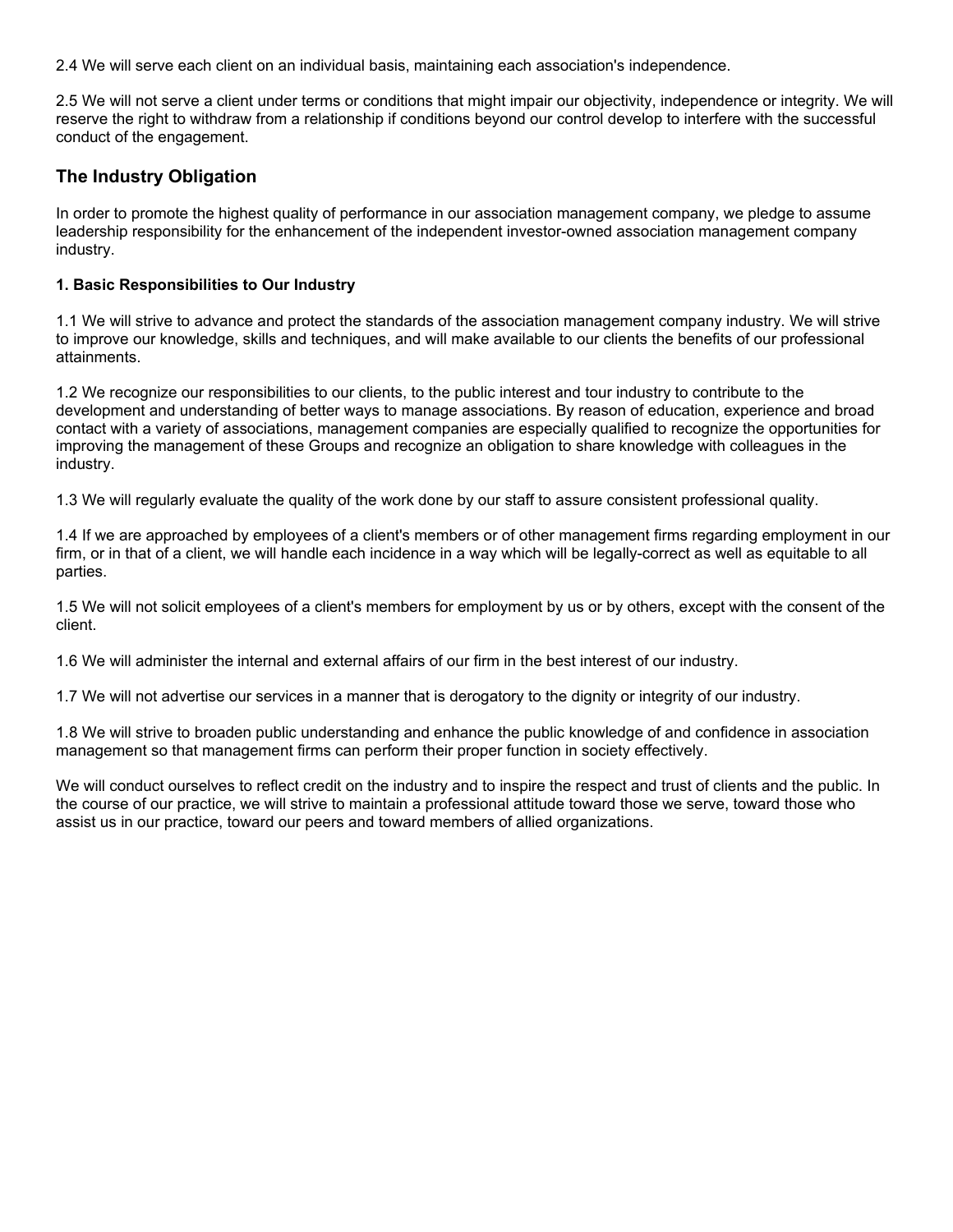2.4 We will serve each client on an individual basis, maintaining each association's independence.

2.5 We will not serve a client under terms or conditions that might impair our objectivity, independence or integrity. We will reserve the right to withdraw from a relationship if conditions beyond our control develop to interfere with the successful conduct of the engagement.

## The Industry Obligation

In order to promote the highest quality of performance in our association management company, we pledge to assume leadership responsibility for the enhancement of the independent investor-owned association management company industry.

**1. Basic Responsibilities to Our Industry**

1.1 We will strive to advance and protect the standards of the association management company industry. We will strive to improve our knowledge, skills and techniques, and will make available to our clients the benefits of our professional attainments.

1.2 We recognize our responsibilities to our clients, to the public interest and tour industry to contribute to the development and understanding of better ways to manage associations. By reason of education, experience and broad contact with a variety of associations, management companies are especially qualified to recognize the opportunities for improving the management of these Groups and recognize an obligation to share knowledge with colleagues in the industry.

1.3 We will regularly evaluate the quality of the work done by our staff to assure consistent professional quality.

1.4 If we are approached by employees of a client's members or of other management firms regarding employment in our firm, or in that of a client, we will handle each incidence in a way which will be legally-correct as well as equitable to all parties.

1.5 We will not solicit employees of a client's members for employment by us or by others, except with the consent of the client.

1.6 We will administer the internal and external affairs of our firm in the best interest of our industry.

1.7 We will not advertise our services in a manner that is derogatory to the dignity or integrity of our industry.

1.8 We will strive to broaden public understanding and enhance the public knowledge of and confidence in association management so that management firms can perform their proper function in society effectively.

We will conduct ourselves to reflect credit on the industry and to inspire the respect and trust of clients and the public. In the course of our practice, we will strive to maintain a professional attitude toward those we serve, toward those who assist us in our practice, toward our peers and toward members of allied organizations.